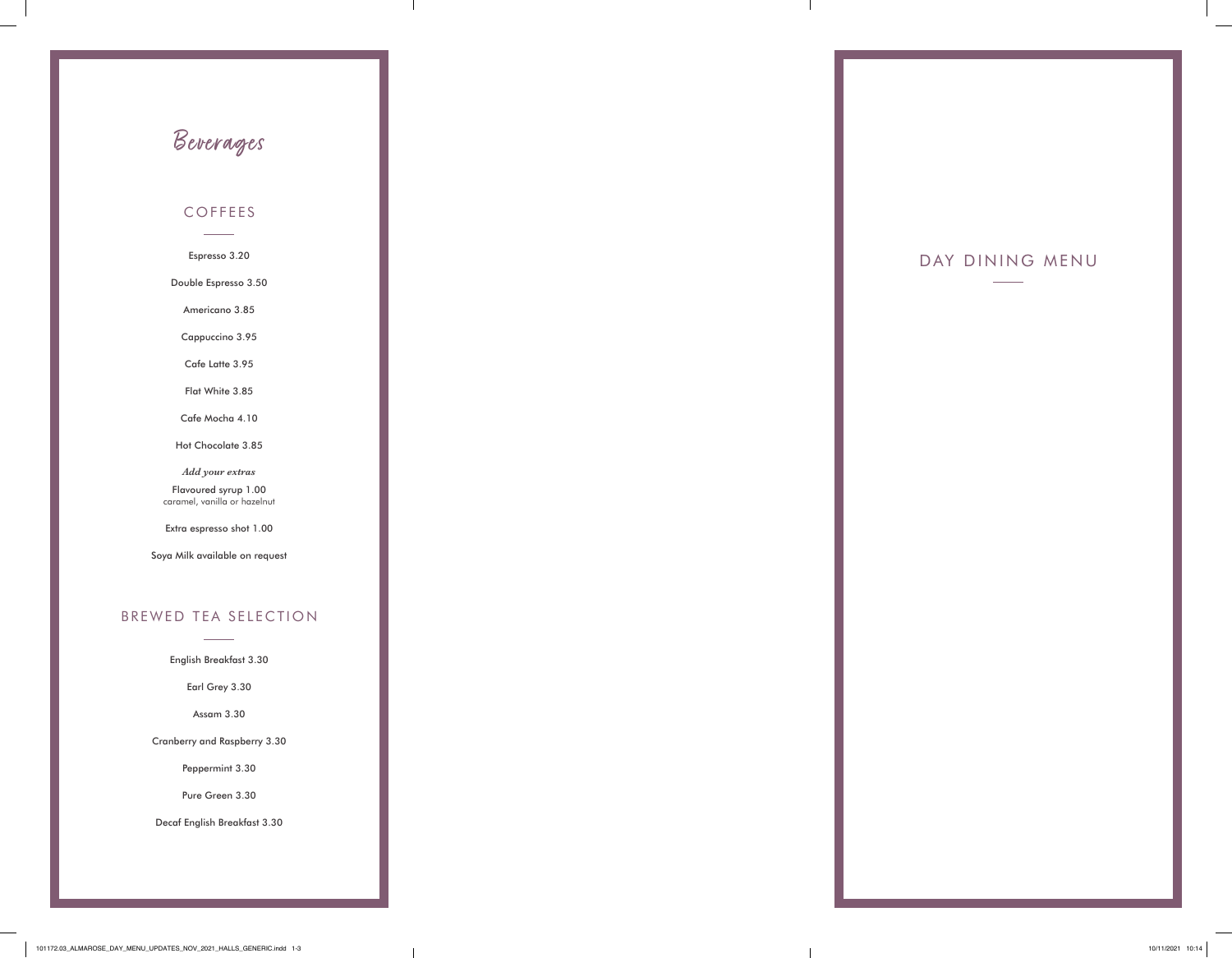# Beverages

## COFFEES

Espresso 3.20

Double Espresso 3.50

Americano 3.85

Cappuccino 3.95

Cafe Latte 3.95

Flat White 3.85

Cafe Mocha 4.10

Hot Chocolate 3.85

*Add your extras*

Flavoured syrup 1.00
caramel, vanilla or hazelnut

Extra espresso shot 1.00

Soya Milk available on request

## BREWED TEA SELECTION

English Breakfast 3.30

Earl Grey 3.30

Assam 3.30

Cranberry and Raspberry 3.30

Peppermint 3.30

Pure Green 3.30

Decaf English Breakfast 3.30

# DAY DINING MENU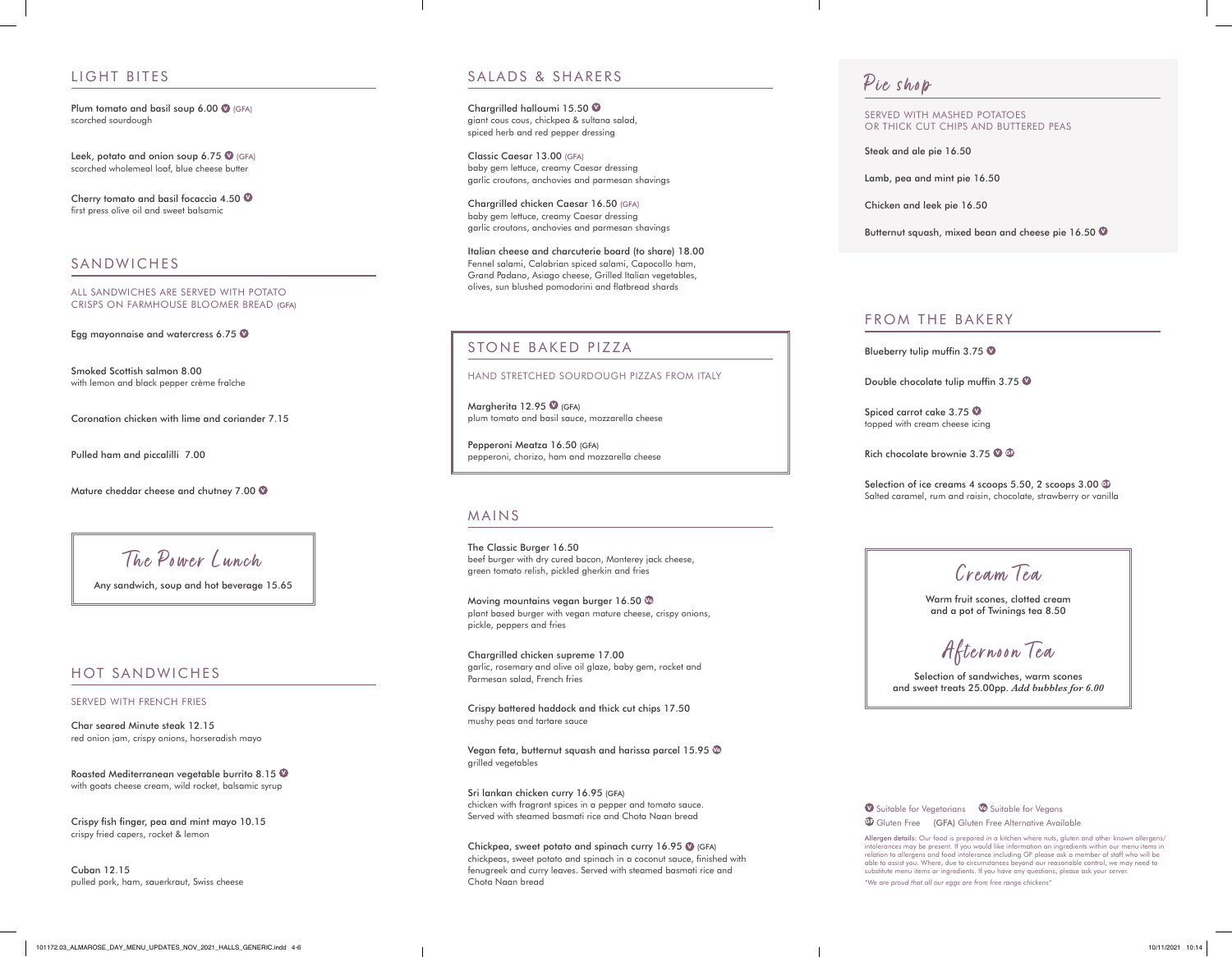## LIGHT BITES

Plum tomato and basil soup 6.00 V (GFA)
scorched sourdough

Leek, potato and onion soup 6.75 V (GFA)
scorched wholemeal loaf, blue cheese butter

Cherry tomato and basil focaccia 4.50 V
first press olive oil and sweet balsamic

## SANDWICHES

ALL SANDWICHES ARE SERVED WITH POTATO CRISPS ON FARMHOUSE BLOOMER BREAD (GFA)

Egg mayonnaise and watercress 6.75 V

Smoked Scottish salmon 8.00
with lemon and black pepper crème fraîche

Coronation chicken with lime and coriander 7.15

Pulled ham and piccalilli 7.00

Mature cheddar cheese and chutney 7.00 V

### The Power Lunch

Any sandwich, soup and hot beverage 15.65

## HOT SANDWICHES

SERVED WITH FRENCH FRIES

Char seared Minute steak 12.15
red onion jam, crispy onions, horseradish mayo

Roasted Mediterranean vegetable burrito 8.15 V
with goats cheese cream, wild rocket, balsamic syrup

Crispy fish finger, pea and mint mayo 10.15
crispy fried capers, rocket & lemon

Cuban 12.15
pulled pork, ham, sauerkraut, Swiss cheese

## SALADS & SHARERS

Chargrilled halloumi 15.50 V
giant cous cous, chickpea & sultana salad, spiced herb and red pepper dressing

Classic Caesar 13.00 (GFA)
baby gem lettuce, creamy Caesar dressing garlic croutons, anchovies and parmesan shavings

Chargrilled chicken Caesar 16.50 (GFA)
baby gem lettuce, creamy Caesar dressing garlic croutons, anchovies and parmesan shavings

Italian cheese and charcuterie board (to share) 18.00
Fennel salami, Calabrian spiced salami, Capocollo ham, Grand Padano, Asiago cheese, Grilled Italian vegetables, olives, sun blushed pomodorini and flatbread shards

## STONE BAKED PIZZA

HAND STRETCHED SOURDOUGH PIZZAS FROM ITALY

Margherita 12.95 V (GFA)
plum tomato and basil sauce, mozzarella cheese

Pepperoni Meatza 16.50 (GFA)
pepperoni, chorizo, ham and mozzarella cheese

## MAINS

The Classic Burger 16.50
beef burger with dry cured bacon, Monterey jack cheese, green tomato relish, pickled gherkin and fries

Moving mountains vegan burger 16.50 Ve
plant based burger with vegan mature cheese, crispy onions, pickle, peppers and fries

Chargrilled chicken supreme 17.00
garlic, rosemary and olive oil glaze, baby gem, rocket and Parmesan salad, French fries

Crispy battered haddock and thick cut chips 17.50
mushy peas and tartare sauce

Vegan feta, butternut squash and harissa parcel 15.95 Ve
grilled vegetables

Sri lankan chicken curry 16.95 (GFA)
chicken with fragrant spices in a pepper and tomato sauce. Served with steamed basmati rice and Chota Naan bread

Chickpea, sweet potato and spinach curry 16.95 V (GFA)
chickpeas, sweet potato and spinach in a coconut sauce, finished with fenugreek and curry leaves. Served with steamed basmati rice and Chota Naan bread

## Pie shop

SERVED WITH MASHED POTATOES OR THICK CUT CHIPS AND BUTTERED PEAS

Steak and ale pie 16.50

Lamb, pea and mint pie 16.50

Chicken and leek pie 16.50

Butternut squash, mixed bean and cheese pie 16.50 V

## FROM THE BAKERY

Blueberry tulip muffin 3.75 V

Double chocolate tulip muffin 3.75 V

Spiced carrot cake 3.75 V
topped with cream cheese icing

Rich chocolate brownie 3.75 V GF

Selection of ice creams 4 scoops 5.50, 2 scoops 3.00 GF
Salted caramel, rum and raisin, chocolate, strawberry or vanilla

### Cream Tea

Warm fruit scones, clotted cream and a pot of Twinings tea 8.50

### Afternoon Tea

Selection of sandwiches, warm scones and sweet treats 25.00pp. ***Add bubbles for 6.00***

V Suitable for Vegetarians   Ve Suitable for Vegans
GF Gluten Free   (GFA) Gluten Free Alternative Available

Allergen details: Our food is prepared in a kitchen where nuts, gluten and other known allergens/intolerances may be present. If you would like information on ingredients within our menu items in relation to allergens and food intolerance including GF please ask a member of staff who will be able to assist you. Where, due to circumstances beyond our reasonable control, we may need to substitute menu items or ingredients. If you have any questions, please ask your server.

*We are proud that all our eggs are from free range chickens*